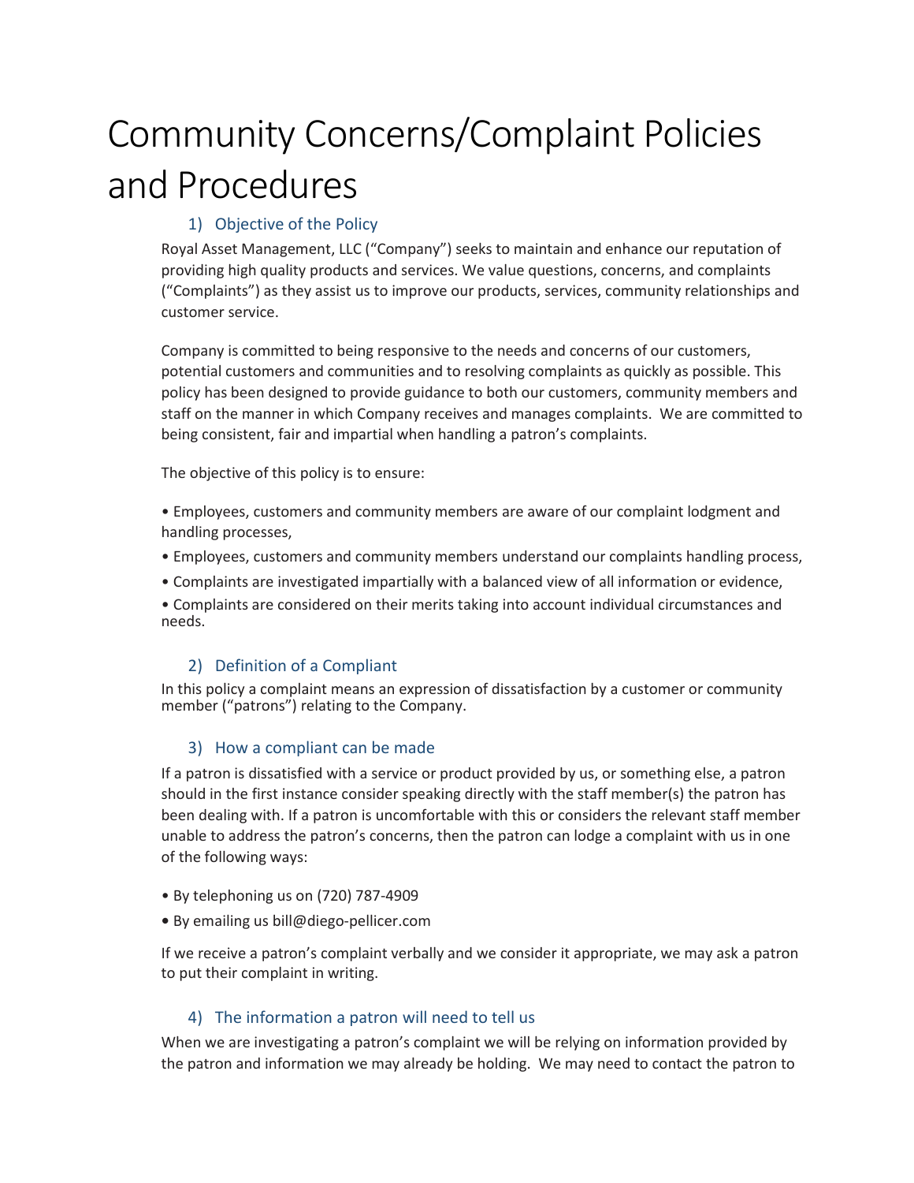# Community Concerns/Complaint Policies and Procedures

## 1) Objective of the Policy

Royal Asset Management, LLC ("Company") seeks to maintain and enhance our reputation of providing high quality products and services. We value questions, concerns, and complaints ("Complaints") as they assist us to improve our products, services, community relationships and customer service.

Company is committed to being responsive to the needs and concerns of our customers, potential customers and communities and to resolving complaints as quickly as possible. This policy has been designed to provide guidance to both our customers, community members and staff on the manner in which Company receives and manages complaints. We are committed to being consistent, fair and impartial when handling a patron's complaints.

The objective of this policy is to ensure:

- Employees, customers and community members are aware of our complaint lodgment and handling processes,
- Employees, customers and community members understand our complaints handling process,
- Complaints are investigated impartially with a balanced view of all information or evidence,
- Complaints are considered on their merits taking into account individual circumstances and needs.

## 2) Definition of a Compliant

In this policy a complaint means an expression of dissatisfaction by a customer or community member ("patrons") relating to the Company.

## 3) How a compliant can be made

If a patron is dissatisfied with a service or product provided by us, or something else, a patron should in the first instance consider speaking directly with the staff member(s) the patron has been dealing with. If a patron is uncomfortable with this or considers the relevant staff member unable to address the patron's concerns, then the patron can lodge a complaint with us in one of the following ways:

- By telephoning us on (720) 787-4909
- By emailing us bill@diego-pellicer.com

If we receive a patron's complaint verbally and we consider it appropriate, we may ask a patron to put their complaint in writing.

## 4) The information a patron will need to tell us

When we are investigating a patron's complaint we will be relying on information provided by the patron and information we may already be holding. We may need to contact the patron to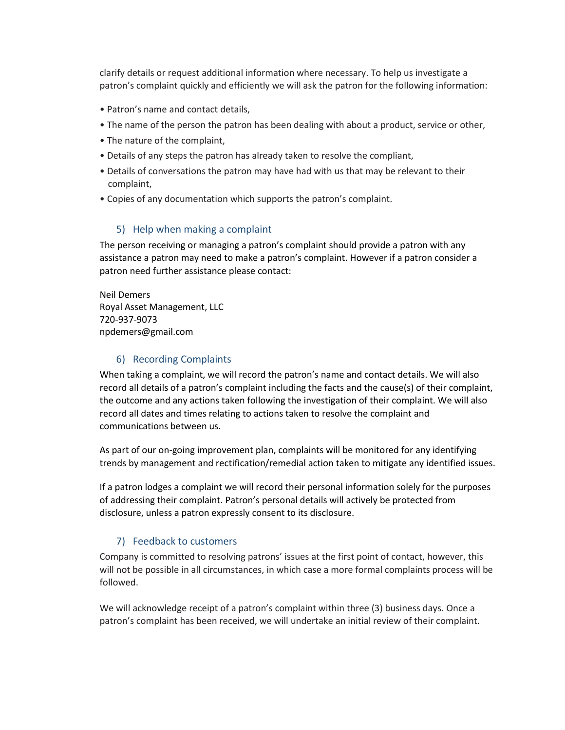clarify details or request additional information where necessary. To help us investigate a patron's complaint quickly and efficiently we will ask the patron for the following information:

- Patron's name and contact details,
- The name of the person the patron has been dealing with about a product, service or other,
- The nature of the complaint,
- Details of any steps the patron has already taken to resolve the compliant,
- Details of conversations the patron may have had with us that may be relevant to their complaint,
- Copies of any documentation which supports the patron's complaint.

## 5) Help when making a complaint

The person receiving or managing a patron's complaint should provide a patron with any assistance a patron may need to make a patron's complaint. However if a patron consider a patron need further assistance please contact:

Neil Demers
Royal Asset Management, LLC
720-937-9073
npdemers@gmail.com

## 6) Recording Complaints

When taking a complaint, we will record the patron's name and contact details. We will also record all details of a patron's complaint including the facts and the cause(s) of their complaint, the outcome and any actions taken following the investigation of their complaint. We will also record all dates and times relating to actions taken to resolve the complaint and communications between us.

As part of our on-going improvement plan, complaints will be monitored for any identifying trends by management and rectification/remedial action taken to mitigate any identified issues.

If a patron lodges a complaint we will record their personal information solely for the purposes of addressing their complaint. Patron's personal details will actively be protected from disclosure, unless a patron expressly consent to its disclosure.

## 7) Feedback to customers

Company is committed to resolving patrons' issues at the first point of contact, however, this will not be possible in all circumstances, in which case a more formal complaints process will be followed.

We will acknowledge receipt of a patron's complaint within three (3) business days. Once a patron's complaint has been received, we will undertake an initial review of their complaint.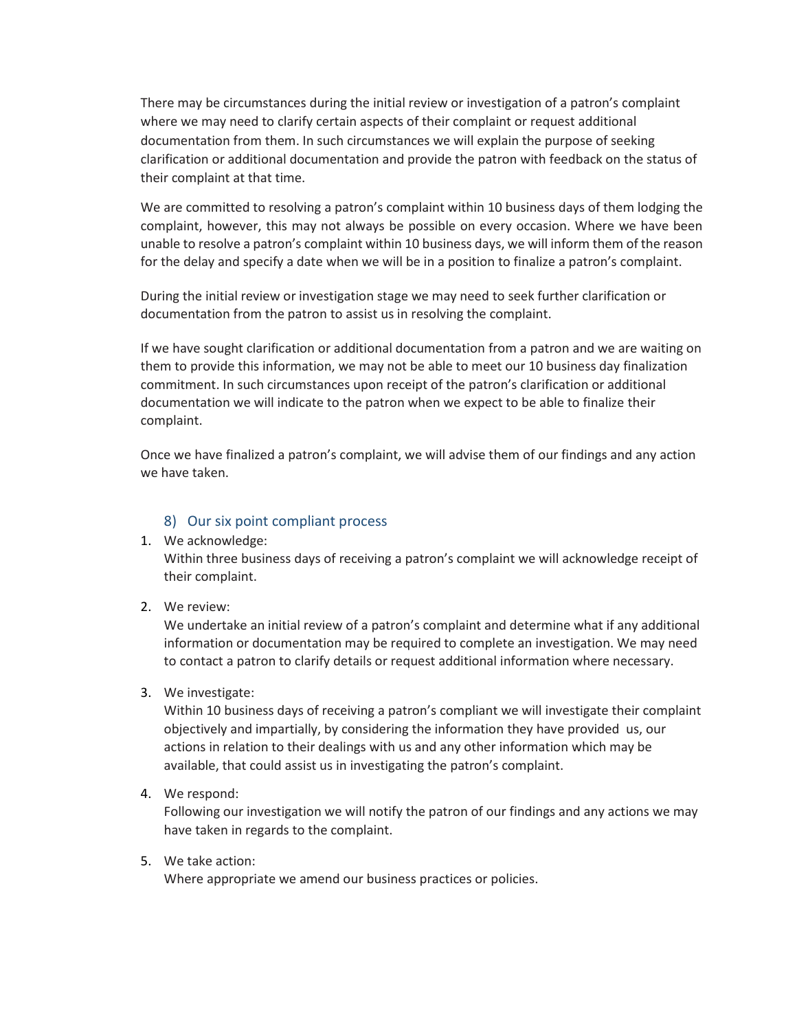There may be circumstances during the initial review or investigation of a patron's complaint where we may need to clarify certain aspects of their complaint or request additional documentation from them. In such circumstances we will explain the purpose of seeking clarification or additional documentation and provide the patron with feedback on the status of their complaint at that time.

We are committed to resolving a patron's complaint within 10 business days of them lodging the complaint, however, this may not always be possible on every occasion. Where we have been unable to resolve a patron's complaint within 10 business days, we will inform them of the reason for the delay and specify a date when we will be in a position to finalize a patron's complaint.

During the initial review or investigation stage we may need to seek further clarification or documentation from the patron to assist us in resolving the complaint.

If we have sought clarification or additional documentation from a patron and we are waiting on them to provide this information, we may not be able to meet our 10 business day finalization commitment. In such circumstances upon receipt of the patron's clarification or additional documentation we will indicate to the patron when we expect to be able to finalize their complaint.

Once we have finalized a patron's complaint, we will advise them of our findings and any action we have taken.

## 8) Our six point compliant process

1. We acknowledge:
   Within three business days of receiving a patron's complaint we will acknowledge receipt of their complaint.

2. We review:
   We undertake an initial review of a patron's complaint and determine what if any additional information or documentation may be required to complete an investigation. We may need to contact a patron to clarify details or request additional information where necessary.

3. We investigate:
   Within 10 business days of receiving a patron's compliant we will investigate their complaint objectively and impartially, by considering the information they have provided us, our actions in relation to their dealings with us and any other information which may be available, that could assist us in investigating the patron's complaint.

4. We respond:
   Following our investigation we will notify the patron of our findings and any actions we may have taken in regards to the complaint.

5. We take action:
   Where appropriate we amend our business practices or policies.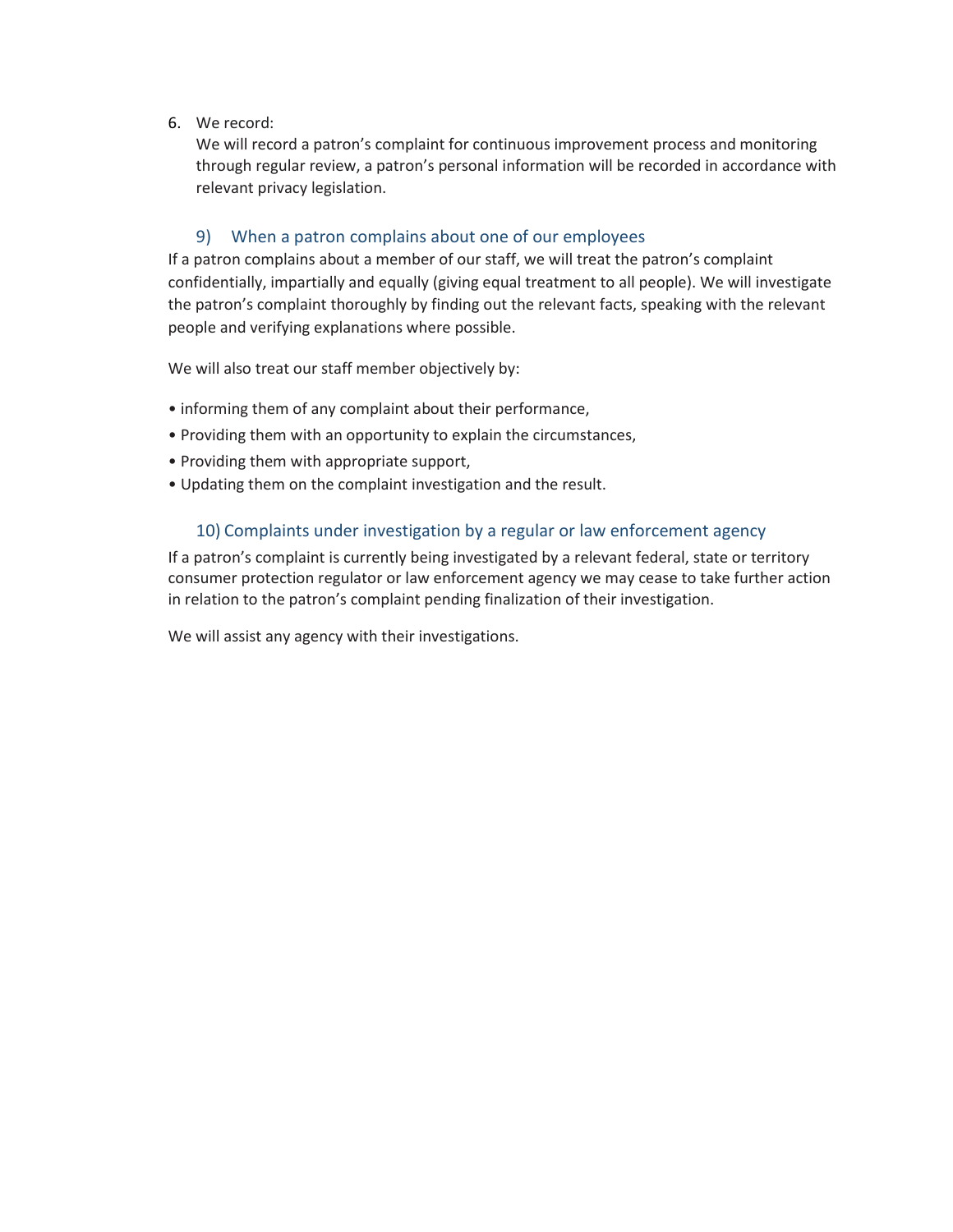6. We record:
   We will record a patron's complaint for continuous improvement process and monitoring through regular review, a patron's personal information will be recorded in accordance with relevant privacy legislation.

### 9) When a patron complains about one of our employees

If a patron complains about a member of our staff, we will treat the patron's complaint confidentially, impartially and equally (giving equal treatment to all people). We will investigate the patron's complaint thoroughly by finding out the relevant facts, speaking with the relevant people and verifying explanations where possible.

We will also treat our staff member objectively by:

- informing them of any complaint about their performance,
- Providing them with an opportunity to explain the circumstances,
- Providing them with appropriate support,
- Updating them on the complaint investigation and the result.

### 10) Complaints under investigation by a regular or law enforcement agency

If a patron's complaint is currently being investigated by a relevant federal, state or territory consumer protection regulator or law enforcement agency we may cease to take further action in relation to the patron's complaint pending finalization of their investigation.

We will assist any agency with their investigations.